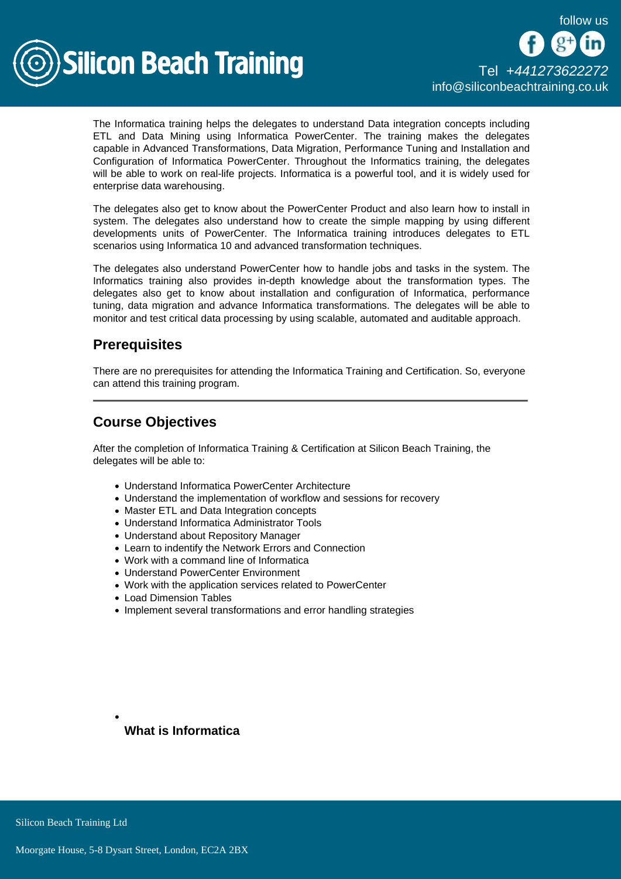The Informatica training helps the delegates to understand Data integration concepts including ETL and Data Mining using Informatica PowerCenter. The training makes the delegates capable in Advanced Transformations, Data Migration, Performance Tuning and Installation and Configuration of Informatica PowerCenter. Throughout the Informatics training, the delegates will be able to work on real-life projects. Informatica is a powerful tool, and it is widely used for enterprise data warehousing.

The delegates also get to know about the PowerCenter Product and also learn how to install in system. The delegates also understand how to create the simple mapping by using different developments units of PowerCenter. The Informatica training introduces delegates to ETL scenarios using Informatica 10 and advanced transformation techniques.

The delegates also understand PowerCenter how to handle jobs and tasks in the system. The Informatics training also provides in-depth knowledge about the transformation types. The delegates also get to know about installation and configuration of Informatica, performance tuning, data migration and advance Informatica transformations. The delegates will be able to monitor and test critical data processing by using scalable, automated and auditable approach.

## Prerequisites

There are no prerequisites for attending the Informatica Training and Certification. So, everyone can attend this training program.

---

## Course Objectives

After the completion of Informatica Training & Certification at Silicon Beach Training, the delegates will be able to:

- Understand Informatica PowerCenter Architecture
- Understand the implementation of workflow and sessions for recovery
- Master ETL and Data Integration concepts
- Understand Informatica Administrator Tools
- Understand about Repository Manager
- Learn to indentify the Network Errors and Connection
- Work with a command line of Informatica
- Understand PowerCenter Environment
- Work with the application services related to PowerCenter
- Load Dimension Tables
- Implement several transformations and error handling strategies

- **What is Informatica**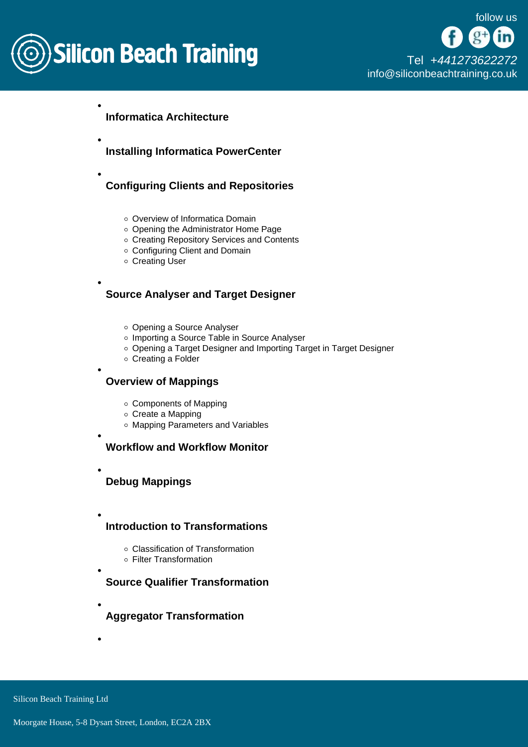- **Informatica Architecture**

- **Installing Informatica PowerCenter**

- **Configuring Clients and Repositories**
    - Overview of Informatica Domain
    - Opening the Administrator Home Page
    - Creating Repository Services and Contents
    - Configuring Client and Domain
    - Creating User

- **Source Analyser and Target Designer**
    - Opening a Source Analyser
    - Importing a Source Table in Source Analyser
    - Opening a Target Designer and Importing Target in Target Designer
    - Creating a Folder

- **Overview of Mappings**
    - Components of Mapping
    - Create a Mapping
    - Mapping Parameters and Variables

- **Workflow and Workflow Monitor**

- **Debug Mappings**

- **Introduction to Transformations**
    - Classification of Transformation
    - Filter Transformation

- **Source Qualifier Transformation**

- **Aggregator Transformation**

-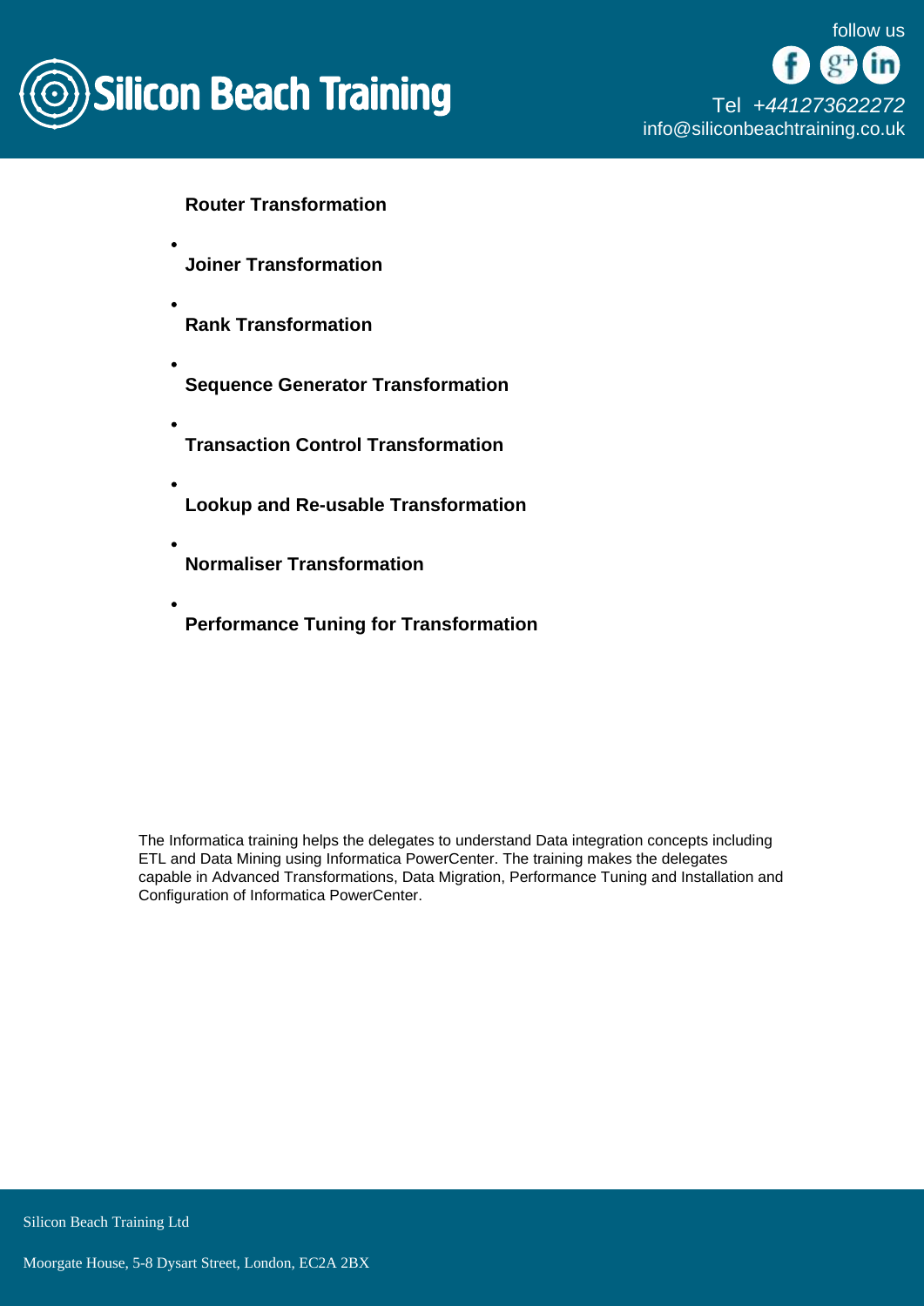- **Router Transformation**
- **Joiner Transformation**
- **Rank Transformation**
- **Sequence Generator Transformation**
- **Transaction Control Transformation**
- **Lookup and Re-usable Transformation**
- **Normaliser Transformation**
- **Performance Tuning for Transformation**

The Informatica training helps the delegates to understand Data integration concepts including ETL and Data Mining using Informatica PowerCenter. The training makes the delegates capable in Advanced Transformations, Data Migration, Performance Tuning and Installation and Configuration of Informatica PowerCenter.